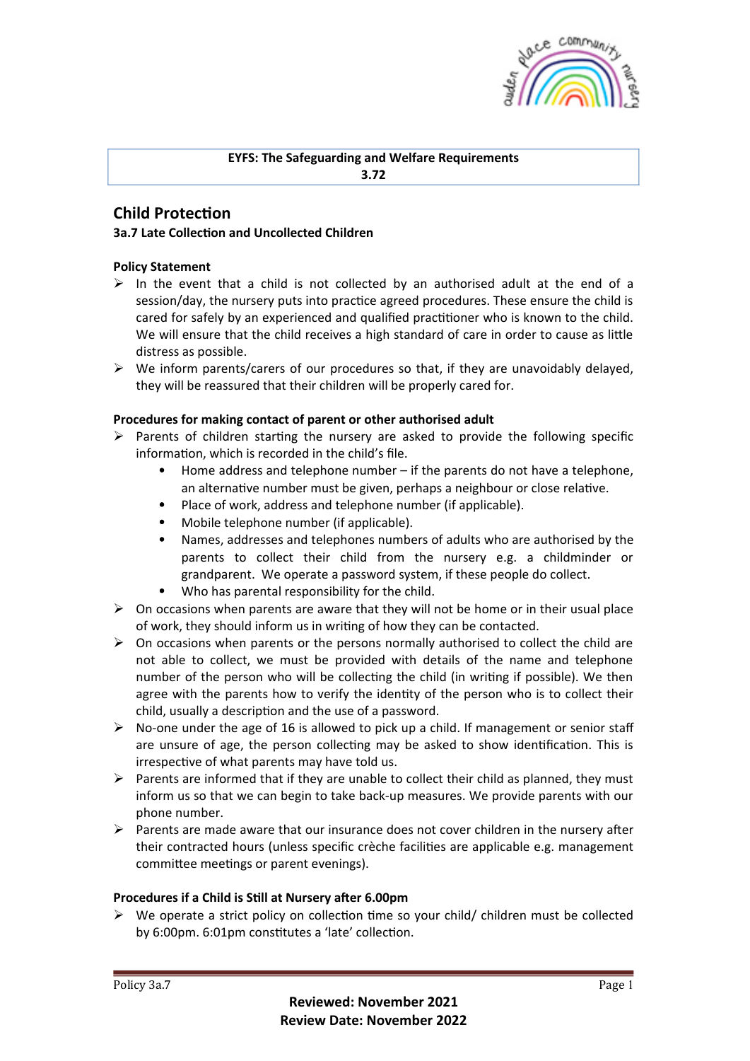**EYFS: The Safeguarding and Welfare Requirements**
**3.72**

# Child Protection

### 3a.7 Late Collection and Uncollected Children

**Policy Statement**

- In the event that a child is not collected by an authorised adult at the end of a session/day, the nursery puts into practice agreed procedures. These ensure the child is cared for safely by an experienced and qualified practitioner who is known to the child. We will ensure that the child receives a high standard of care in order to cause as little distress as possible.
- We inform parents/carers of our procedures so that, if they are unavoidably delayed, they will be reassured that their children will be properly cared for.

**Procedures for making contact of parent or other authorised adult**

- Parents of children starting the nursery are asked to provide the following specific information, which is recorded in the child's file.
  - Home address and telephone number – if the parents do not have a telephone, an alternative number must be given, perhaps a neighbour or close relative.
  - Place of work, address and telephone number (if applicable).
  - Mobile telephone number (if applicable).
  - Names, addresses and telephones numbers of adults who are authorised by the parents to collect their child from the nursery e.g. a childminder or grandparent. We operate a password system, if these people do collect.
  - Who has parental responsibility for the child.
- On occasions when parents are aware that they will not be home or in their usual place of work, they should inform us in writing of how they can be contacted.
- On occasions when parents or the persons normally authorised to collect the child are not able to collect, we must be provided with details of the name and telephone number of the person who will be collecting the child (in writing if possible). We then agree with the parents how to verify the identity of the person who is to collect their child, usually a description and the use of a password.
- No-one under the age of 16 is allowed to pick up a child. If management or senior staff are unsure of age, the person collecting may be asked to show identification. This is irrespective of what parents may have told us.
- Parents are informed that if they are unable to collect their child as planned, they must inform us so that we can begin to take back-up measures. We provide parents with our phone number.
- Parents are made aware that our insurance does not cover children in the nursery after their contracted hours (unless specific crèche facilities are applicable e.g. management committee meetings or parent evenings).

**Procedures if a Child is Still at Nursery after 6.00pm**

- We operate a strict policy on collection time so your child/ children must be collected by 6:00pm. 6:01pm constitutes a 'late' collection.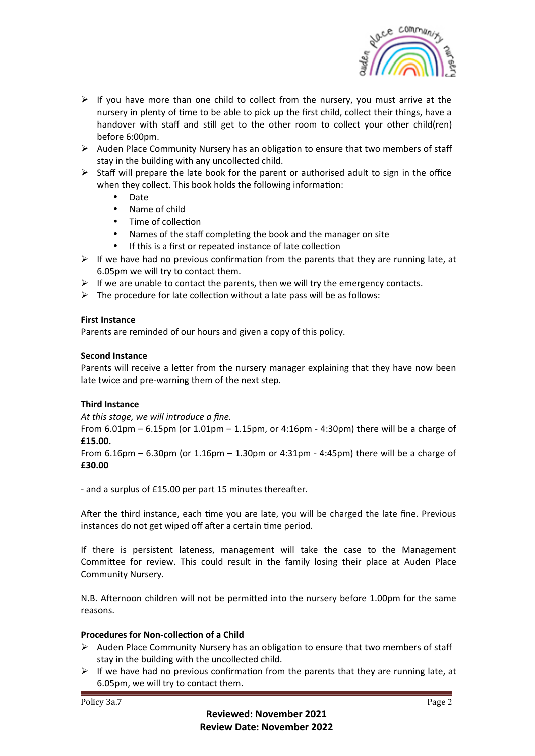- If you have more than one child to collect from the nursery, you must arrive at the nursery in plenty of time to be able to pick up the first child, collect their things, have a handover with staff and still get to the other room to collect your other child(ren) before 6:00pm.
- Auden Place Community Nursery has an obligation to ensure that two members of staff stay in the building with any uncollected child.
- Staff will prepare the late book for the parent or authorised adult to sign in the office when they collect. This book holds the following information:
  - Date
  - Name of child
  - Time of collection
  - Names of the staff completing the book and the manager on site
  - If this is a first or repeated instance of late collection
- If we have had no previous confirmation from the parents that they are running late, at 6.05pm we will try to contact them.
- If we are unable to contact the parents, then we will try the emergency contacts.
- The procedure for late collection without a late pass will be as follows:

**First Instance**
Parents are reminded of our hours and given a copy of this policy.

**Second Instance**
Parents will receive a letter from the nursery manager explaining that they have now been late twice and pre-warning them of the next step.

**Third Instance**
*At this stage, we will introduce a fine.*
From 6.01pm – 6.15pm (or 1.01pm – 1.15pm, or 4:16pm - 4:30pm) there will be a charge of **£15.00.**
From 6.16pm – 6.30pm (or 1.16pm – 1.30pm or 4:31pm - 4:45pm) there will be a charge of **£30.00**

- and a surplus of £15.00 per part 15 minutes thereafter.

After the third instance, each time you are late, you will be charged the late fine. Previous instances do not get wiped off after a certain time period.

If there is persistent lateness, management will take the case to the Management Committee for review. This could result in the family losing their place at Auden Place Community Nursery.

N.B. Afternoon children will not be permitted into the nursery before 1.00pm for the same reasons.

**Procedures for Non-collection of a Child**

- Auden Place Community Nursery has an obligation to ensure that two members of staff stay in the building with the uncollected child.
- If we have had no previous confirmation from the parents that they are running late, at 6.05pm, we will try to contact them.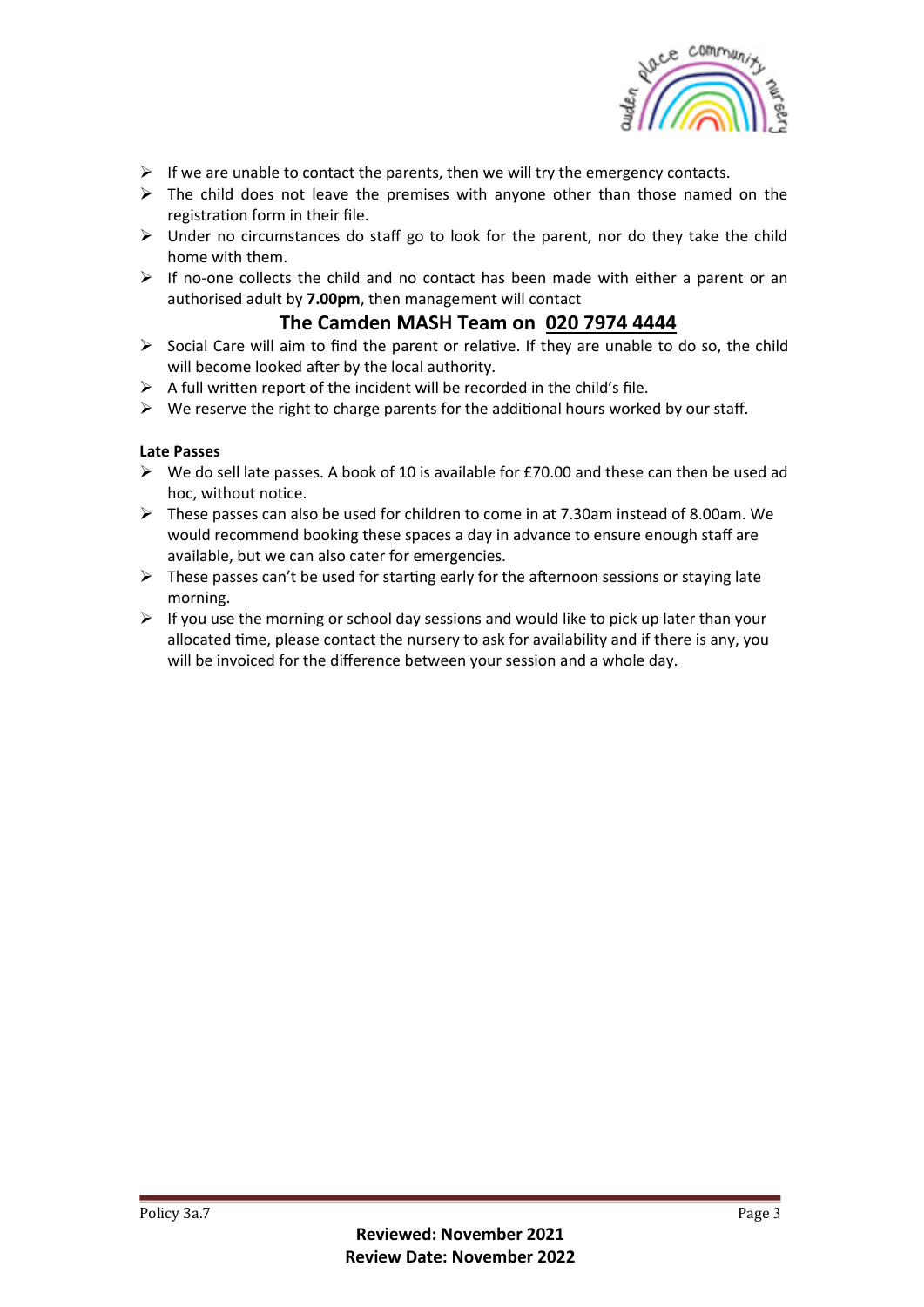- If we are unable to contact the parents, then we will try the emergency contacts.
- The child does not leave the premises with anyone other than those named on the registration form in their file.
- Under no circumstances do staff go to look for the parent, nor do they take the child home with them.
- If no-one collects the child and no contact has been made with either a parent or an authorised adult by **7.00pm**, then management will contact

## The Camden MASH Team on 020 7974 4444

- Social Care will aim to find the parent or relative. If they are unable to do so, the child will become looked after by the local authority.
- A full written report of the incident will be recorded in the child's file.
- We reserve the right to charge parents for the additional hours worked by our staff.

**Late Passes**

- We do sell late passes. A book of 10 is available for £70.00 and these can then be used ad hoc, without notice.
- These passes can also be used for children to come in at 7.30am instead of 8.00am. We would recommend booking these spaces a day in advance to ensure enough staff are available, but we can also cater for emergencies.
- These passes can't be used for starting early for the afternoon sessions or staying late morning.
- If you use the morning or school day sessions and would like to pick up later than your allocated time, please contact the nursery to ask for availability and if there is any, you will be invoiced for the difference between your session and a whole day.

Policy 3a.7

**Reviewed: November 2021**
**Review Date: November 2022**